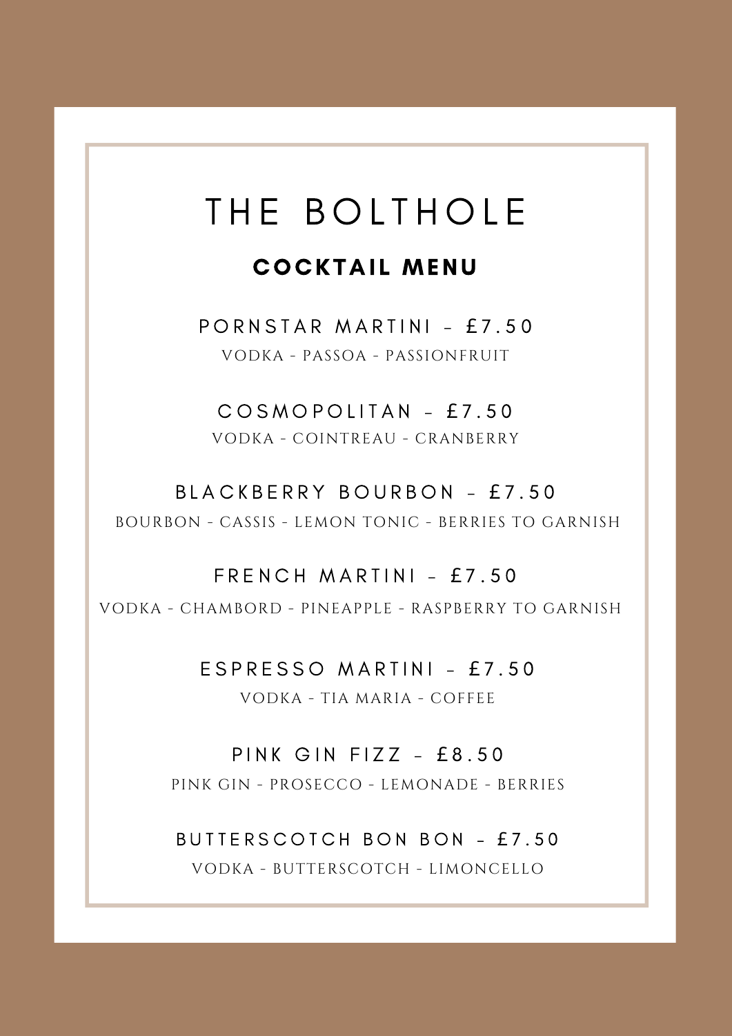# THE BOLTHOLE

## COCKTAIL MENU

PORNSTAR MARTINI – £7.50

VODKA - PASSOA - PASSIONFRUIT

COSMOPOLITAN – £7.50

VODKA - COINTREAU - CRANBERRY

BLACKBERRY BOURBON – £7.50

BOURBON - CASSIS - LEMON TONIC - BERRIES TO GARNISH

FRENCH MARTINI – £7.50

VODKA - CHAMBORD - PINEAPPLE - RASPBERRY TO GARNISH

ESPRESSO MARTINI – £7.50

VODKA - TIA MARIA - COFFEE

PINK GIN FIZZ – £8.50

PINK GIN - PROSECCO - LEMONADE - BERRIES

BUTTERSCOTCH BON BON – £7.50

VODKA - BUTTERSCOTCH - LIMONCELLO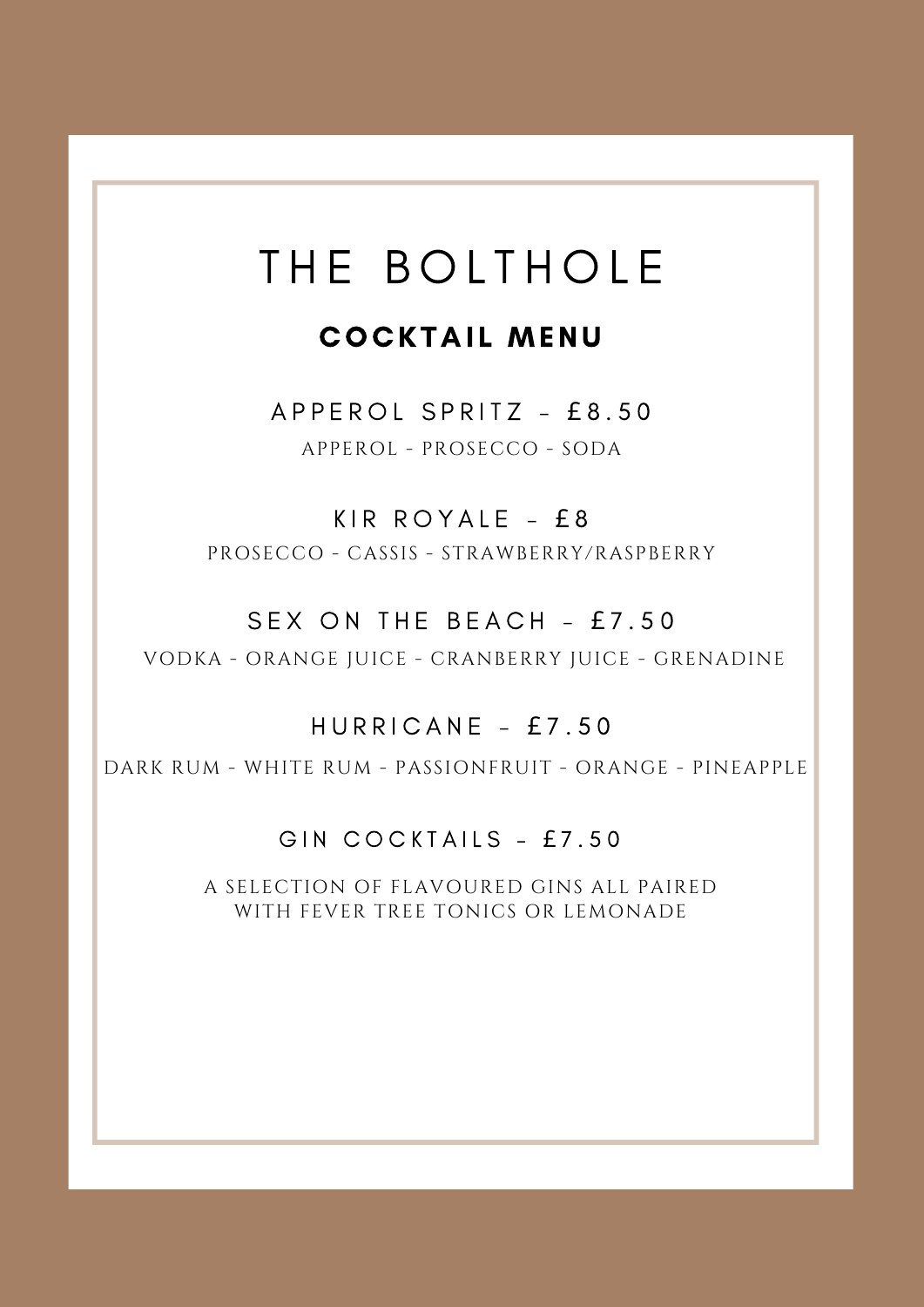# THE BOLTHOLE

## COCKTAIL MENU

### APPEROL SPRITZ - £8.50

APPEROL - PROSECCO - SODA

### KIR ROYALE - £8

PROSECCO - CASSIS - STRAWBERRY/RASPBERRY

### SEX ON THE BEACH - £7.50

VODKA - ORANGE JUICE - CRANBERRY JUICE - GRENADINE

### HURRICANE - £7.50

DARK RUM - WHITE RUM - PASSIONFRUIT - ORANGE - PINEAPPLE

### GIN COCKTAILS - £7.50

A SELECTION OF FLAVOURED GINS ALL PAIRED WITH FEVER TREE TONICS OR LEMONADE